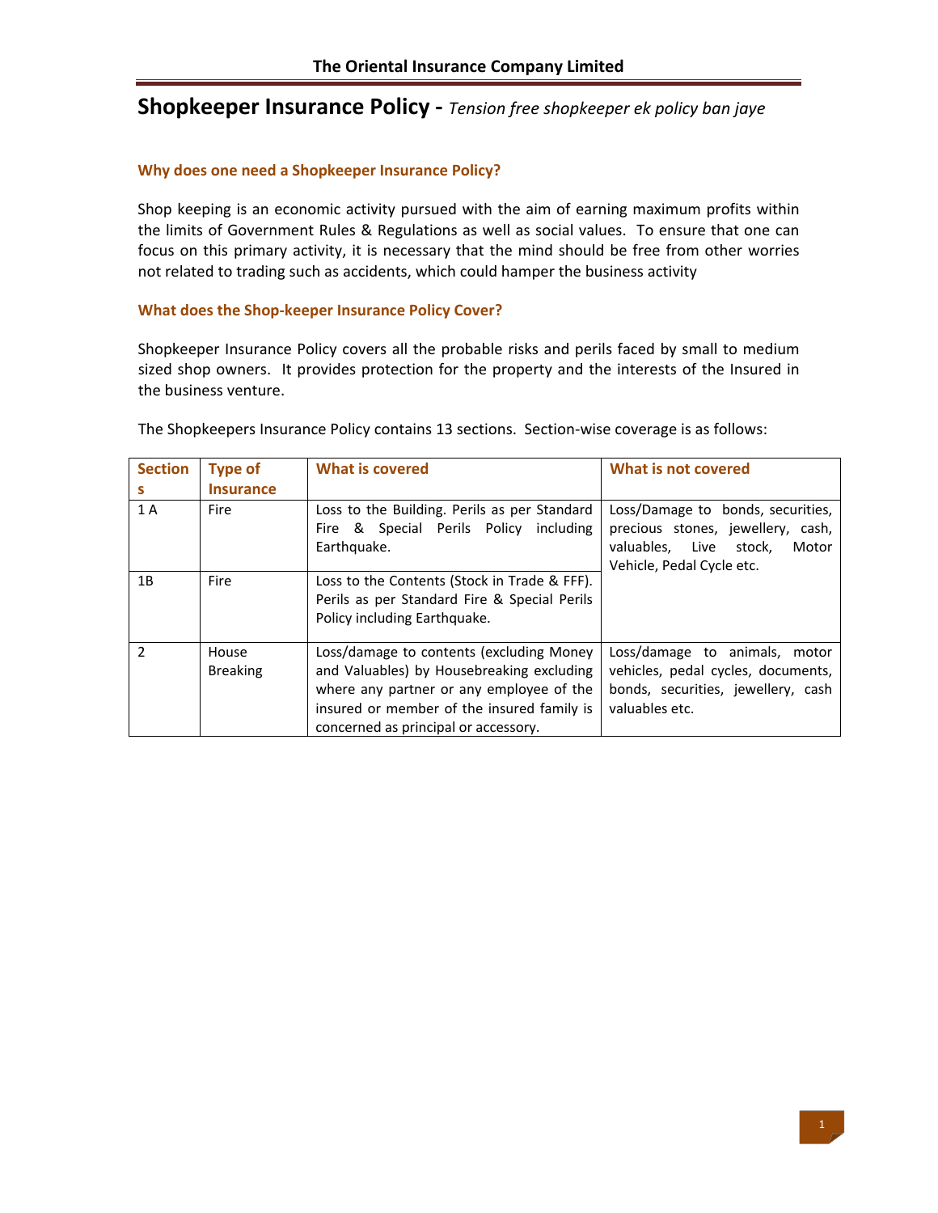# Shopkeeper Insurance Policy - *Tension free shopkeeper ek policy ban jaye*

### Why does one need a Shopkeeper Insurance Policy?

Shop keeping is an economic activity pursued with the aim of earning maximum profits within the limits of Government Rules & Regulations as well as social values. To ensure that one can focus on this primary activity, it is necessary that the mind should be free from other worries not related to trading such as accidents, which could hamper the business activity

### What does the Shop-keeper Insurance Policy Cover?

Shopkeeper Insurance Policy covers all the probable risks and perils faced by small to medium sized shop owners. It provides protection for the property and the interests of the Insured in the business venture.

The Shopkeepers Insurance Policy contains 13 sections. Section-wise coverage is as follows:

| Sections | Type of Insurance | What is covered | What is not covered |
|---|---|---|---|
| 1 A | Fire | Loss to the Building. Perils as per Standard Fire & Special Perils Policy including Earthquake. | Loss/Damage to bonds, securities, precious stones, jewellery, cash, valuables, Live stock, Motor Vehicle, Pedal Cycle etc. |
| 1B | Fire | Loss to the Contents (Stock in Trade & FFF). Perils as per Standard Fire & Special Perils Policy including Earthquake. | |
| 2 | House Breaking | Loss/damage to contents (excluding Money and Valuables) by Housebreaking excluding where any partner or any employee of the insured or member of the insured family is concerned as principal or accessory. | Loss/damage to animals, motor vehicles, pedal cycles, documents, bonds, securities, jewellery, cash valuables etc. |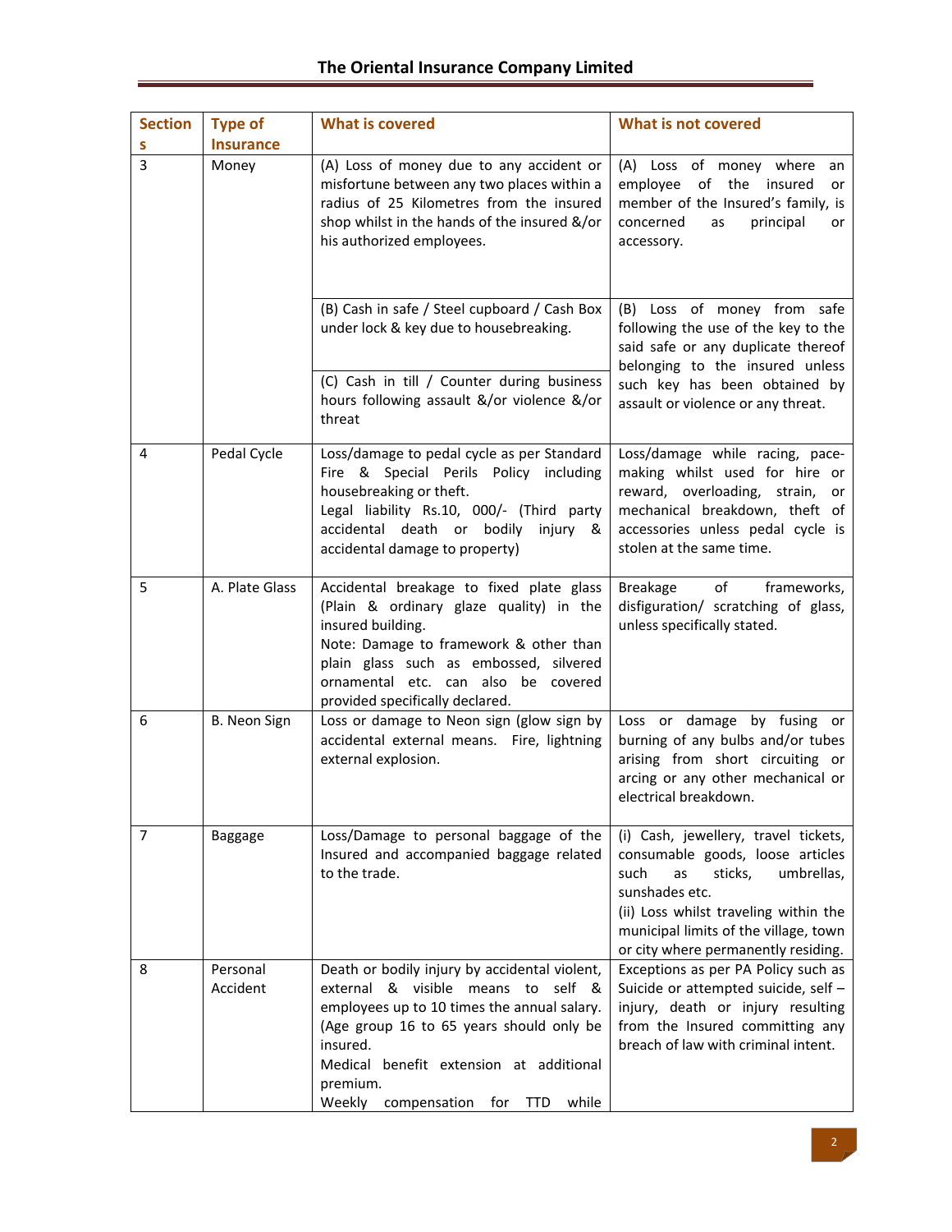| Sections | Type of Insurance | What is covered | What is not covered |
|---|---|---|---|
| 3 | Money | (A) Loss of money due to any accident or misfortune between any two places within a radius of 25 Kilometres from the insured shop whilst in the hands of the insured &/or his authorized employees. | (A) Loss of money where an employee of the insured or member of the Insured's family, is concerned as principal or accessory. |
| | | (B) Cash in safe / Steel cupboard / Cash Box under lock & key due to housebreaking. | (B) Loss of money from safe following the use of the key to the said safe or any duplicate thereof belonging to the insured unless such key has been obtained by assault or violence or any threat. |
| | | (C) Cash in till / Counter during business hours following assault &/or violence &/or threat | |
| 4 | Pedal Cycle | Loss/damage to pedal cycle as per Standard Fire & Special Perils Policy including housebreaking or theft.<br>Legal liability Rs.10, 000/- (Third party accidental death or bodily injury & accidental damage to property) | Loss/damage while racing, pace-making whilst used for hire or reward, overloading, strain, or mechanical breakdown, theft of accessories unless pedal cycle is stolen at the same time. |
| 5 | A. Plate Glass | Accidental breakage to fixed plate glass (Plain & ordinary glaze quality) in the insured building.<br>Note: Damage to framework & other than plain glass such as embossed, silvered ornamental etc. can also be covered provided specifically declared. | Breakage of frameworks, disfiguration/ scratching of glass, unless specifically stated. |
| 6 | B. Neon Sign | Loss or damage to Neon sign (glow sign by accidental external means. Fire, lightning external explosion. | Loss or damage by fusing or burning of any bulbs and/or tubes arising from short circuiting or arcing or any other mechanical or electrical breakdown. |
| 7 | Baggage | Loss/Damage to personal baggage of the Insured and accompanied baggage related to the trade. | (i) Cash, jewellery, travel tickets, consumable goods, loose articles such as sticks, umbrellas, sunshades etc.<br>(ii) Loss whilst traveling within the municipal limits of the village, town or city where permanently residing. |
| 8 | Personal Accident | Death or bodily injury by accidental violent, external & visible means to self & employees up to 10 times the annual salary. (Age group 16 to 65 years should only be insured.<br>Medical benefit extension at additional premium.<br>Weekly compensation for TTD while | Exceptions as per PA Policy such as Suicide or attempted suicide, self – injury, death or injury resulting from the Insured committing any breach of law with criminal intent. |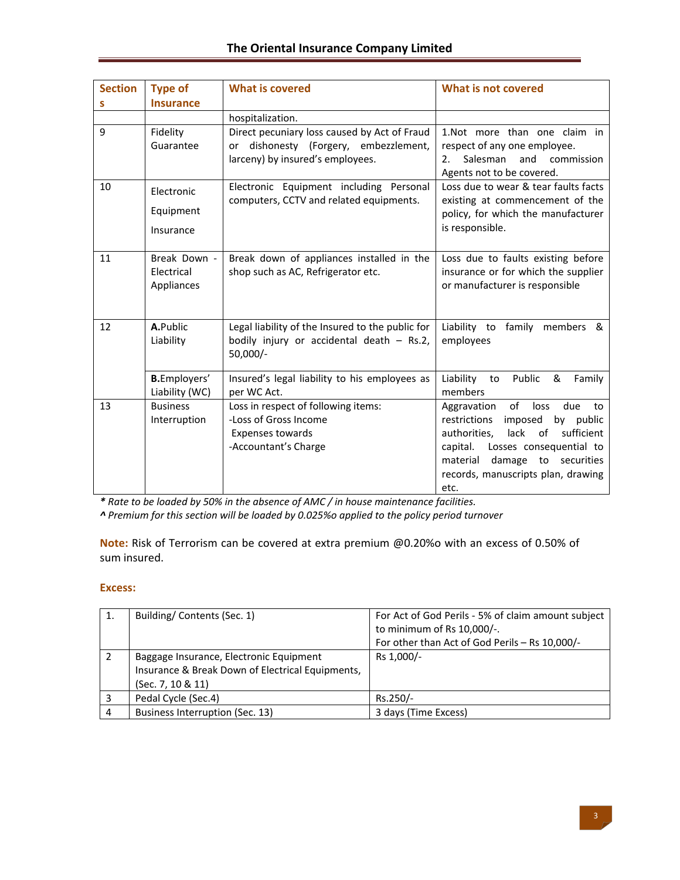| Sections | Type of Insurance | What is covered | What is not covered |
|---|---|---|---|
| | | hospitalization. | |
| 9 | Fidelity Guarantee | Direct pecuniary loss caused by Act of Fraud or dishonesty (Forgery, embezzlement, larceny) by insured's employees. | 1.Not more than one claim in respect of any one employee.<br>2. Salesman and commission Agents not to be covered. |
| 10 | Electronic Equipment Insurance | Electronic Equipment including Personal computers, CCTV and related equipments. | Loss due to wear & tear faults facts existing at commencement of the policy, for which the manufacturer is responsible. |
| 11 | Break Down - Electrical Appliances | Break down of appliances installed in the shop such as AC, Refrigerator etc. | Loss due to faults existing before insurance or for which the supplier or manufacturer is responsible |
| 12 | **A.**Public Liability | Legal liability of the Insured to the public for bodily injury or accidental death – Rs.2, 50,000/- | Liability to family members & employees |
| | **B.**Employers' Liability (WC) | Insured's legal liability to his employees as per WC Act. | Liability to Public & Family members |
| 13 | Business Interruption | Loss in respect of following items:<br>-Loss of Gross Income<br>Expenses towards<br>-Accountant's Charge | Aggravation of loss due to restrictions imposed by public authorities, lack of sufficient capital. Losses consequential to material damage to securities records, manuscripts plan, drawing etc. |

***** *Rate to be loaded by 50% in the absence of AMC / in house maintenance facilities.*

**^** *Premium for this section will be loaded by 0.025%o applied to the policy period turnover*

**Note:** Risk of Terrorism can be covered at extra premium @0.20%o with an excess of 0.50% of sum insured.

**Excess:**

| | | |
|---|---|---|
| 1. | Building/ Contents (Sec. 1) | For Act of God Perils - 5% of claim amount subject to minimum of Rs 10,000/-.<br>For other than Act of God Perils – Rs 10,000/- |
| 2 | Baggage Insurance, Electronic Equipment Insurance & Break Down of Electrical Equipments, (Sec. 7, 10 & 11) | Rs 1,000/- |
| 3 | Pedal Cycle (Sec.4) | Rs.250/- |
| 4 | Business Interruption (Sec. 13) | 3 days (Time Excess) |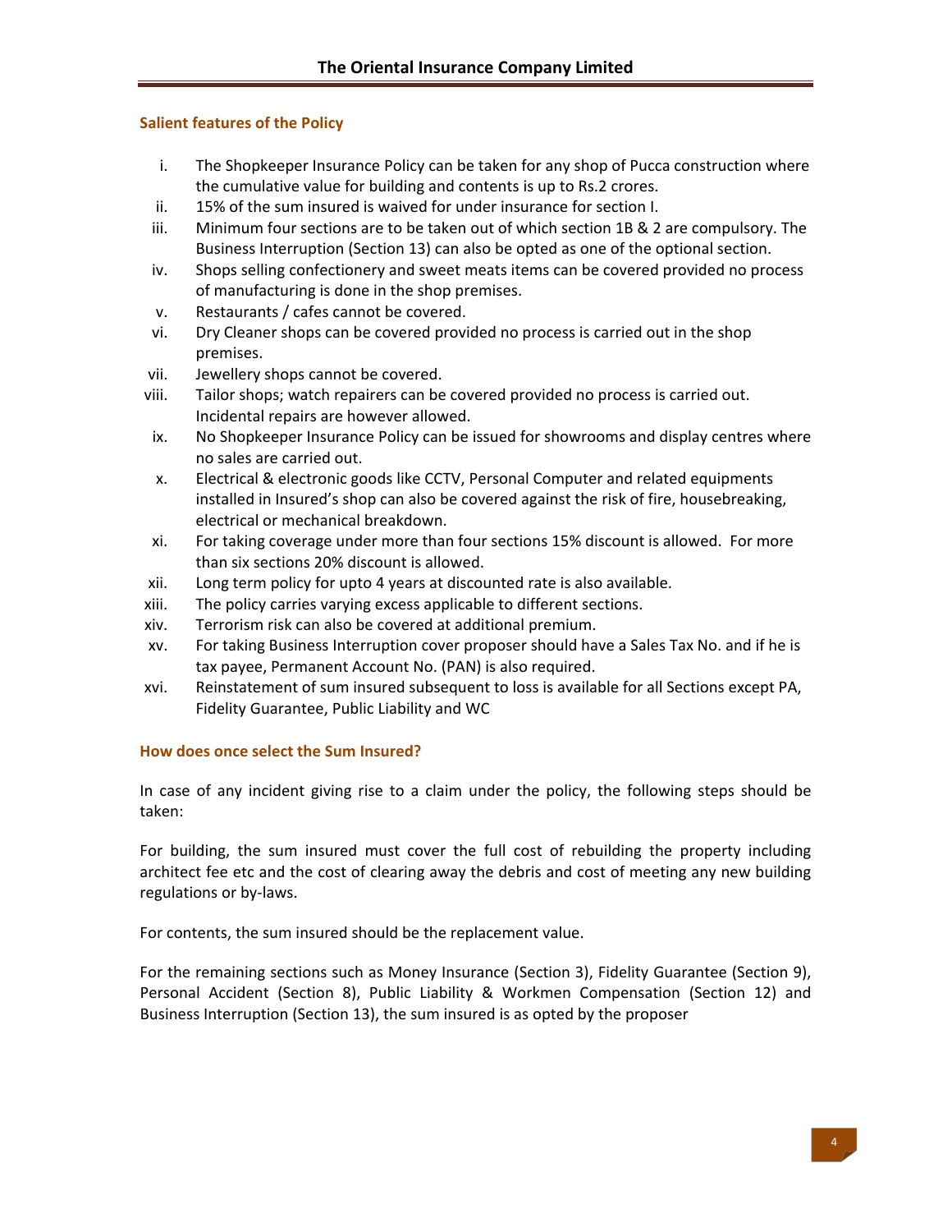## Salient features of the Policy

i. The Shopkeeper Insurance Policy can be taken for any shop of Pucca construction where the cumulative value for building and contents is up to Rs.2 crores.
ii. 15% of the sum insured is waived for under insurance for section I.
iii. Minimum four sections are to be taken out of which section 1B & 2 are compulsory. The Business Interruption (Section 13) can also be opted as one of the optional section.
iv. Shops selling confectionery and sweet meats items can be covered provided no process of manufacturing is done in the shop premises.
v. Restaurants / cafes cannot be covered.
vi. Dry Cleaner shops can be covered provided no process is carried out in the shop premises.
vii. Jewellery shops cannot be covered.
viii. Tailor shops; watch repairers can be covered provided no process is carried out. Incidental repairs are however allowed.
ix. No Shopkeeper Insurance Policy can be issued for showrooms and display centres where no sales are carried out.
x. Electrical & electronic goods like CCTV, Personal Computer and related equipments installed in Insured's shop can also be covered against the risk of fire, housebreaking, electrical or mechanical breakdown.
xi. For taking coverage under more than four sections 15% discount is allowed. For more than six sections 20% discount is allowed.
xii. Long term policy for upto 4 years at discounted rate is also available.
xiii. The policy carries varying excess applicable to different sections.
xiv. Terrorism risk can also be covered at additional premium.
xv. For taking Business Interruption cover proposer should have a Sales Tax No. and if he is tax payee, Permanent Account No. (PAN) is also required.
xvi. Reinstatement of sum insured subsequent to loss is available for all Sections except PA, Fidelity Guarantee, Public Liability and WC

## How does once select the Sum Insured?

In case of any incident giving rise to a claim under the policy, the following steps should be taken:

For building, the sum insured must cover the full cost of rebuilding the property including architect fee etc and the cost of clearing away the debris and cost of meeting any new building regulations or by-laws.

For contents, the sum insured should be the replacement value.

For the remaining sections such as Money Insurance (Section 3), Fidelity Guarantee (Section 9), Personal Accident (Section 8), Public Liability & Workmen Compensation (Section 12) and Business Interruption (Section 13), the sum insured is as opted by the proposer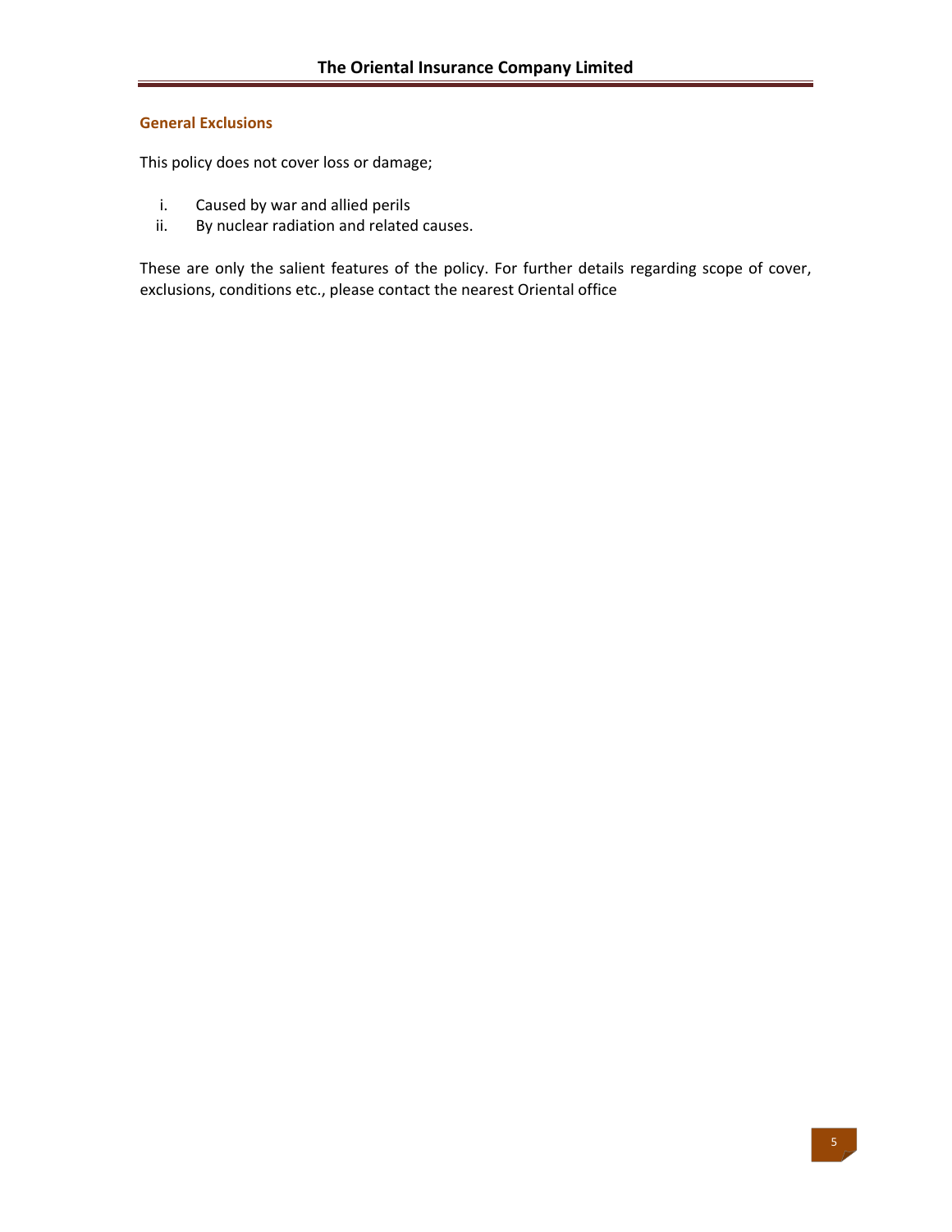## General Exclusions

This policy does not cover loss or damage;

i. Caused by war and allied perils
ii. By nuclear radiation and related causes.

These are only the salient features of the policy. For further details regarding scope of cover, exclusions, conditions etc., please contact the nearest Oriental office